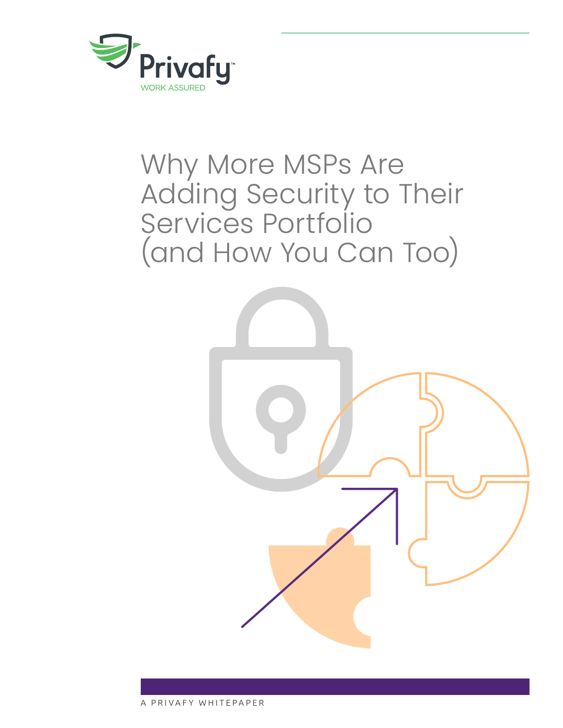Privafy™

WORK ASSURED

# Why More MSPs Are Adding Security to Their Services Portfolio (and How You Can Too)

A PRIVAFY WHITEPAPER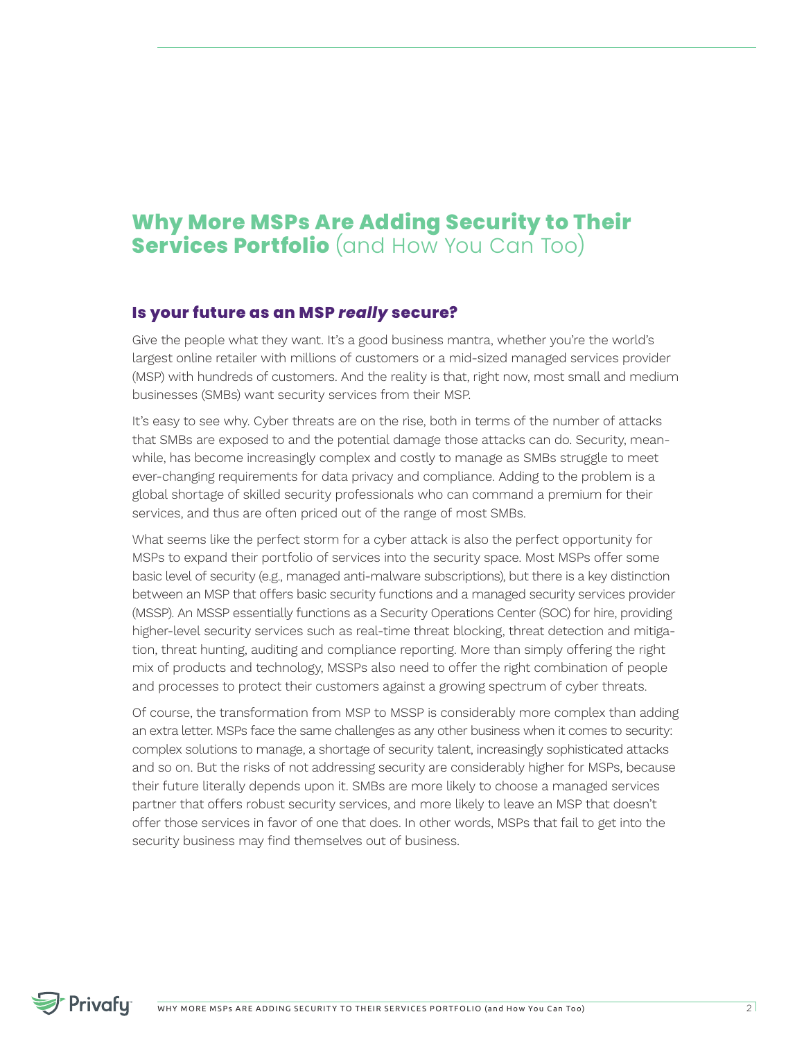# **Why More MSPs Are Adding Security to Their Services Portfolio** (and How You Can Too)

## Is your future as an MSP *really* secure?

Give the people what they want. It's a good business mantra, whether you're the world's largest online retailer with millions of customers or a mid-sized managed services provider (MSP) with hundreds of customers. And the reality is that, right now, most small and medium businesses (SMBs) want security services from their MSP.

It's easy to see why. Cyber threats are on the rise, both in terms of the number of attacks that SMBs are exposed to and the potential damage those attacks can do. Security, meanwhile, has become increasingly complex and costly to manage as SMBs struggle to meet ever-changing requirements for data privacy and compliance. Adding to the problem is a global shortage of skilled security professionals who can command a premium for their services, and thus are often priced out of the range of most SMBs.

What seems like the perfect storm for a cyber attack is also the perfect opportunity for MSPs to expand their portfolio of services into the security space. Most MSPs offer some basic level of security (e.g., managed anti-malware subscriptions), but there is a key distinction between an MSP that offers basic security functions and a managed security services provider (MSSP). An MSSP essentially functions as a Security Operations Center (SOC) for hire, providing higher-level security services such as real-time threat blocking, threat detection and mitigation, threat hunting, auditing and compliance reporting. More than simply offering the right mix of products and technology, MSSPs also need to offer the right combination of people and processes to protect their customers against a growing spectrum of cyber threats.

Of course, the transformation from MSP to MSSP is considerably more complex than adding an extra letter. MSPs face the same challenges as any other business when it comes to security: complex solutions to manage, a shortage of security talent, increasingly sophisticated attacks and so on. But the risks of not addressing security are considerably higher for MSPs, because their future literally depends upon it. SMBs are more likely to choose a managed services partner that offers robust security services, and more likely to leave an MSP that doesn't offer those services in favor of one that does. In other words, MSPs that fail to get into the security business may find themselves out of business.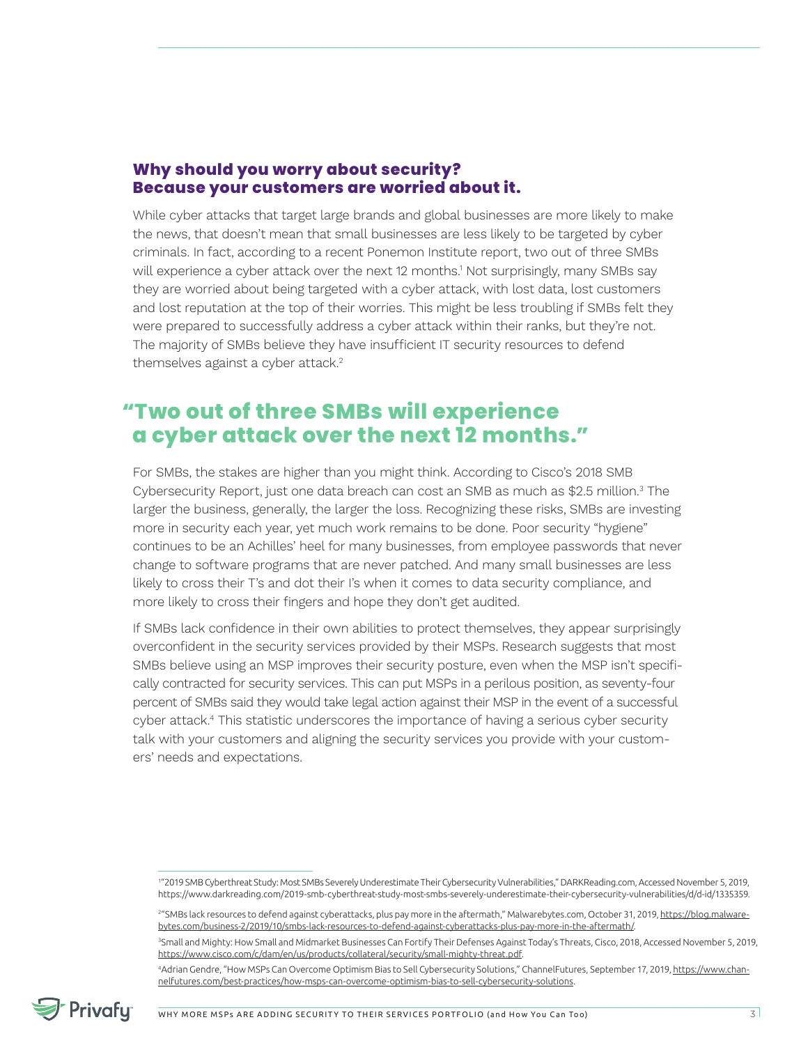## Why should you worry about security? Because your customers are worried about it.

While cyber attacks that target large brands and global businesses are more likely to make the news, that doesn't mean that small businesses are less likely to be targeted by cyber criminals. In fact, according to a recent Ponemon Institute report, two out of three SMBs will experience a cyber attack over the next 12 months.[1] Not surprisingly, many SMBs say they are worried about being targeted with a cyber attack, with lost data, lost customers and lost reputation at the top of their worries. This might be less troubling if SMBs felt they were prepared to successfully address a cyber attack within their ranks, but they're not. The majority of SMBs believe they have insufficient IT security resources to defend themselves against a cyber attack.[2]

> **"Two out of three SMBs will experience a cyber attack over the next 12 months."**

For SMBs, the stakes are higher than you might think. According to Cisco's 2018 SMB Cybersecurity Report, just one data breach can cost an SMB as much as $2.5 million.[3] The larger the business, generally, the larger the loss. Recognizing these risks, SMBs are investing more in security each year, yet much work remains to be done. Poor security "hygiene" continues to be an Achilles' heel for many businesses, from employee passwords that never change to software programs that are never patched. And many small businesses are less likely to cross their T's and dot their I's when it comes to data security compliance, and more likely to cross their fingers and hope they don't get audited.

If SMBs lack confidence in their own abilities to protect themselves, they appear surprisingly overconfident in the security services provided by their MSPs. Research suggests that most SMBs believe using an MSP improves their security posture, even when the MSP isn't specifically contracted for security services. This can put MSPs in a perilous position, as seventy-four percent of SMBs said they would take legal action against their MSP in the event of a successful cyber attack.[4] This statistic underscores the importance of having a serious cyber security talk with your customers and aligning the security services you provide with your customers' needs and expectations.

---

[1] "2019 SMB Cyberthreat Study: Most SMBs Severely Underestimate Their Cybersecurity Vulnerabilities," DARKReading.com, Accessed November 5, 2019, https://www.darkreading.com/2019-smb-cyberthreat-study-most-smbs-severely-underestimate-their-cybersecurity-vulnerabilities/d/d-id/1335359.

[2] "SMBs lack resources to defend against cyberattacks, plus pay more in the aftermath," Malwarebytes.com, October 31, 2019, https://blog.malwarebytes.com/business-2/2019/10/smbs-lack-resources-to-defend-against-cyberattacks-plus-pay-more-in-the-aftermath/.

[3] Small and Mighty: How Small and Midmarket Businesses Can Fortify Their Defenses Against Today's Threats, Cisco, 2018, Accessed November 5, 2019, https://www.cisco.com/c/dam/en/us/products/collateral/security/small-mighty-threat.pdf.

[4] Adrian Gendre, "How MSPs Can Overcome Optimism Bias to Sell Cybersecurity Solutions," ChannelFutures, September 17, 2019, https://www.channelfutures.com/best-practices/how-msps-can-overcome-optimism-bias-to-sell-cybersecurity-solutions.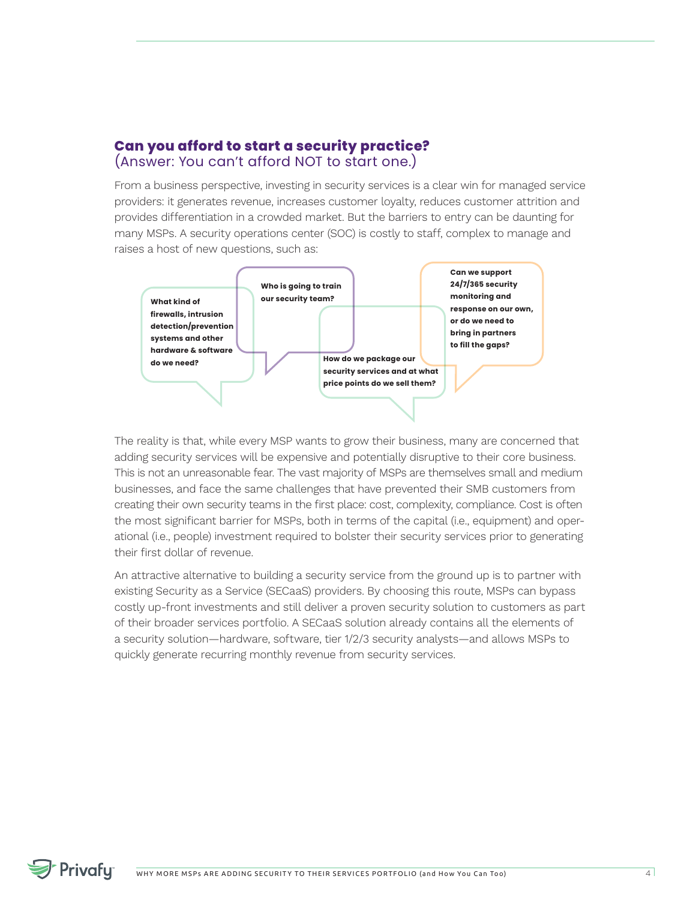## Can you afford to start a security practice?
(Answer: You can't afford NOT to start one.)

From a business perspective, investing in security services is a clear win for managed service providers: it generates revenue, increases customer loyalty, reduces customer attrition and provides differentiation in a crowded market. But the barriers to entry can be daunting for many MSPs. A security operations center (SOC) is costly to staff, complex to manage and raises a host of new questions, such as:

- **What kind of firewalls, intrusion detection/prevention systems and other hardware & software do we need?**
- **Who is going to train our security team?**
- **How do we package our security services and at what price points do we sell them?**
- **Can we support 24/7/365 security monitoring and response on our own, or do we need to bring in partners to fill the gaps?**

The reality is that, while every MSP wants to grow their business, many are concerned that adding security services will be expensive and potentially disruptive to their core business. This is not an unreasonable fear. The vast majority of MSPs are themselves small and medium businesses, and face the same challenges that have prevented their SMB customers from creating their own security teams in the first place: cost, complexity, compliance. Cost is often the most significant barrier for MSPs, both in terms of the capital (i.e., equipment) and operational (i.e., people) investment required to bolster their security services prior to generating their first dollar of revenue.

An attractive alternative to building a security service from the ground up is to partner with existing Security as a Service (SECaaS) providers. By choosing this route, MSPs can bypass costly up-front investments and still deliver a proven security solution to customers as part of their broader services portfolio. A SECaaS solution already contains all the elements of a security solution—hardware, software, tier 1/2/3 security analysts—and allows MSPs to quickly generate recurring monthly revenue from security services.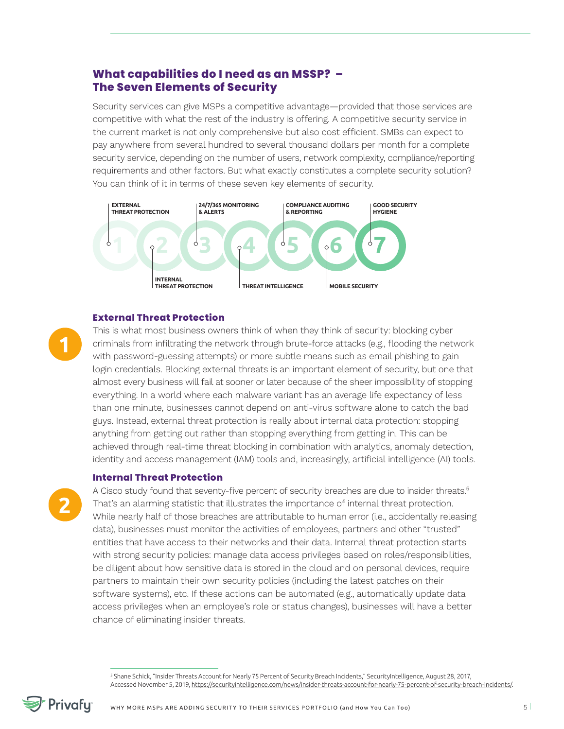## What capabilities do I need as an MSSP? – The Seven Elements of Security

Security services can give MSPs a competitive advantage—provided that those services are competitive with what the rest of the industry is offering. A competitive security service in the current market is not only comprehensive but also cost efficient. SMBs can expect to pay anywhere from several hundred to several thousand dollars per month for a complete security service, depending on the number of users, network complexity, compliance/reporting requirements and other factors. But what exactly constitutes a complete security solution? You can think of it in terms of these seven key elements of security.

1. EXTERNAL THREAT PROTECTION
2. INTERNAL THREAT PROTECTION
3. 24/7/365 MONITORING & ALERTS
4. THREAT INTELLIGENCE
5. COMPLIANCE AUDITING & REPORTING
6. MOBILE SECURITY
7. GOOD SECURITY HYGIENE

### 1 External Threat Protection

This is what most business owners think of when they think of security: blocking cyber criminals from infiltrating the network through brute-force attacks (e.g., flooding the network with password-guessing attempts) or more subtle means such as email phishing to gain login credentials. Blocking external threats is an important element of security, but one that almost every business will fail at sooner or later because of the sheer impossibility of stopping everything. In a world where each malware variant has an average life expectancy of less than one minute, businesses cannot depend on anti-virus software alone to catch the bad guys. Instead, external threat protection is really about internal data protection: stopping anything from getting out rather than stopping everything from getting in. This can be achieved through real-time threat blocking in combination with analytics, anomaly detection, identity and access management (IAM) tools and, increasingly, artificial intelligence (AI) tools.

### 2 Internal Threat Protection

A Cisco study found that seventy-five percent of security breaches are due to insider threats.[5] That's an alarming statistic that illustrates the importance of internal threat protection. While nearly half of those breaches are attributable to human error (i.e., accidentally releasing data), businesses must monitor the activities of employees, partners and other "trusted" entities that have access to their networks and their data. Internal threat protection starts with strong security policies: manage data access privileges based on roles/responsibilities, be diligent about how sensitive data is stored in the cloud and on personal devices, require partners to maintain their own security policies (including the latest patches on their software systems), etc. If these actions can be automated (e.g., automatically update data access privileges when an employee's role or status changes), businesses will have a better chance of eliminating insider threats.

---

[5] Shane Schick, "Insider Threats Account for Nearly 75 Percent of Security Breach Incidents," SecurityIntelligence, August 28, 2017, Accessed November 5, 2019, https://securityintelligence.com/news/insider-threats-account-for-nearly-75-percent-of-security-breach-incidents/.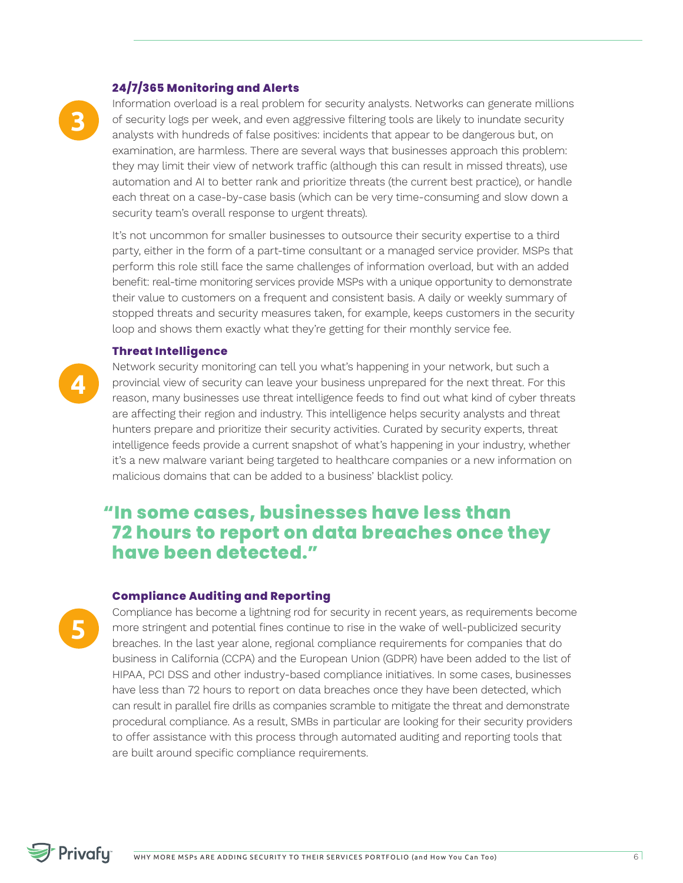### 3. 24/7/365 Monitoring and Alerts

Information overload is a real problem for security analysts. Networks can generate millions of security logs per week, and even aggressive filtering tools are likely to inundate security analysts with hundreds of false positives: incidents that appear to be dangerous but, on examination, are harmless. There are several ways that businesses approach this problem: they may limit their view of network traffic (although this can result in missed threats), use automation and AI to better rank and prioritize threats (the current best practice), or handle each threat on a case-by-case basis (which can be very time-consuming and slow down a security team's overall response to urgent threats).

It's not uncommon for smaller businesses to outsource their security expertise to a third party, either in the form of a part-time consultant or a managed service provider. MSPs that perform this role still face the same challenges of information overload, but with an added benefit: real-time monitoring services provide MSPs with a unique opportunity to demonstrate their value to customers on a frequent and consistent basis. A daily or weekly summary of stopped threats and security measures taken, for example, keeps customers in the security loop and shows them exactly what they're getting for their monthly service fee.

### 4. Threat Intelligence

Network security monitoring can tell you what's happening in your network, but such a provincial view of security can leave your business unprepared for the next threat. For this reason, many businesses use threat intelligence feeds to find out what kind of cyber threats are affecting their region and industry. This intelligence helps security analysts and threat hunters prepare and prioritize their security activities. Curated by security experts, threat intelligence feeds provide a current snapshot of what's happening in your industry, whether it's a new malware variant being targeted to healthcare companies or a new information on malicious domains that can be added to a business' blacklist policy.

> **"In some cases, businesses have less than 72 hours to report on data breaches once they have been detected."**

### 5. Compliance Auditing and Reporting

Compliance has become a lightning rod for security in recent years, as requirements become more stringent and potential fines continue to rise in the wake of well-publicized security breaches. In the last year alone, regional compliance requirements for companies that do business in California (CCPA) and the European Union (GDPR) have been added to the list of HIPAA, PCI DSS and other industry-based compliance initiatives. In some cases, businesses have less than 72 hours to report on data breaches once they have been detected, which can result in parallel fire drills as companies scramble to mitigate the threat and demonstrate procedural compliance. As a result, SMBs in particular are looking for their security providers to offer assistance with this process through automated auditing and reporting tools that are built around specific compliance requirements.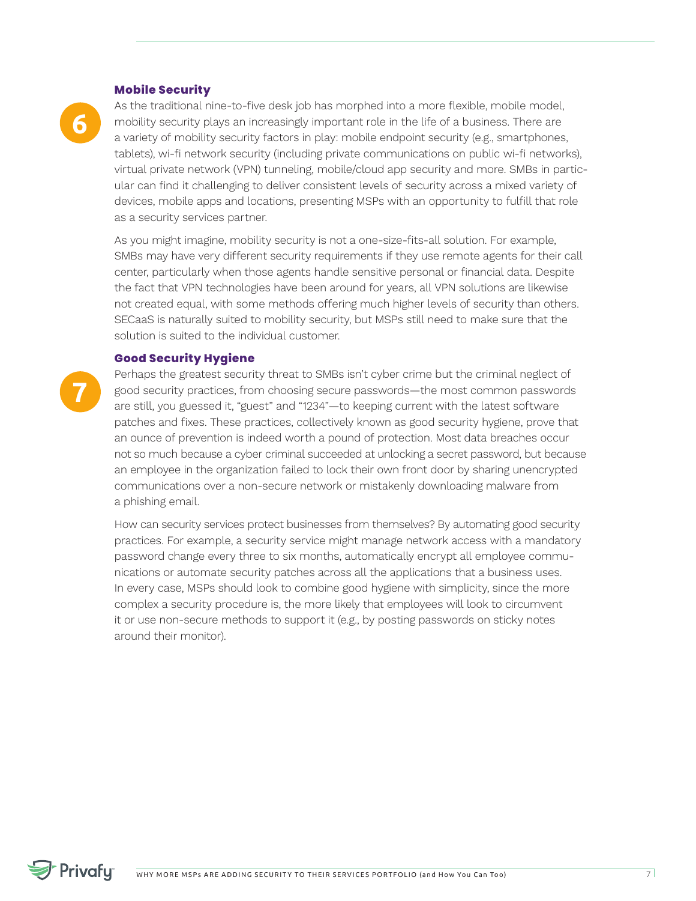### 6 Mobile Security

As the traditional nine-to-five desk job has morphed into a more flexible, mobile model, mobility security plays an increasingly important role in the life of a business. There are a variety of mobility security factors in play: mobile endpoint security (e.g., smartphones, tablets), wi-fi network security (including private communications on public wi-fi networks), virtual private network (VPN) tunneling, mobile/cloud app security and more. SMBs in particular can find it challenging to deliver consistent levels of security across a mixed variety of devices, mobile apps and locations, presenting MSPs with an opportunity to fulfill that role as a security services partner.

As you might imagine, mobility security is not a one-size-fits-all solution. For example, SMBs may have very different security requirements if they use remote agents for their call center, particularly when those agents handle sensitive personal or financial data. Despite the fact that VPN technologies have been around for years, all VPN solutions are likewise not created equal, with some methods offering much higher levels of security than others. SECaaS is naturally suited to mobility security, but MSPs still need to make sure that the solution is suited to the individual customer.

### 7 Good Security Hygiene

Perhaps the greatest security threat to SMBs isn't cyber crime but the criminal neglect of good security practices, from choosing secure passwords—the most common passwords are still, you guessed it, "guest" and "1234"—to keeping current with the latest software patches and fixes. These practices, collectively known as good security hygiene, prove that an ounce of prevention is indeed worth a pound of protection. Most data breaches occur not so much because a cyber criminal succeeded at unlocking a secret password, but because an employee in the organization failed to lock their own front door by sharing unencrypted communications over a non-secure network or mistakenly downloading malware from a phishing email.

How can security services protect businesses from themselves? By automating good security practices. For example, a security service might manage network access with a mandatory password change every three to six months, automatically encrypt all employee communications or automate security patches across all the applications that a business uses. In every case, MSPs should look to combine good hygiene with simplicity, since the more complex a security procedure is, the more likely that employees will look to circumvent it or use non-secure methods to support it (e.g., by posting passwords on sticky notes around their monitor).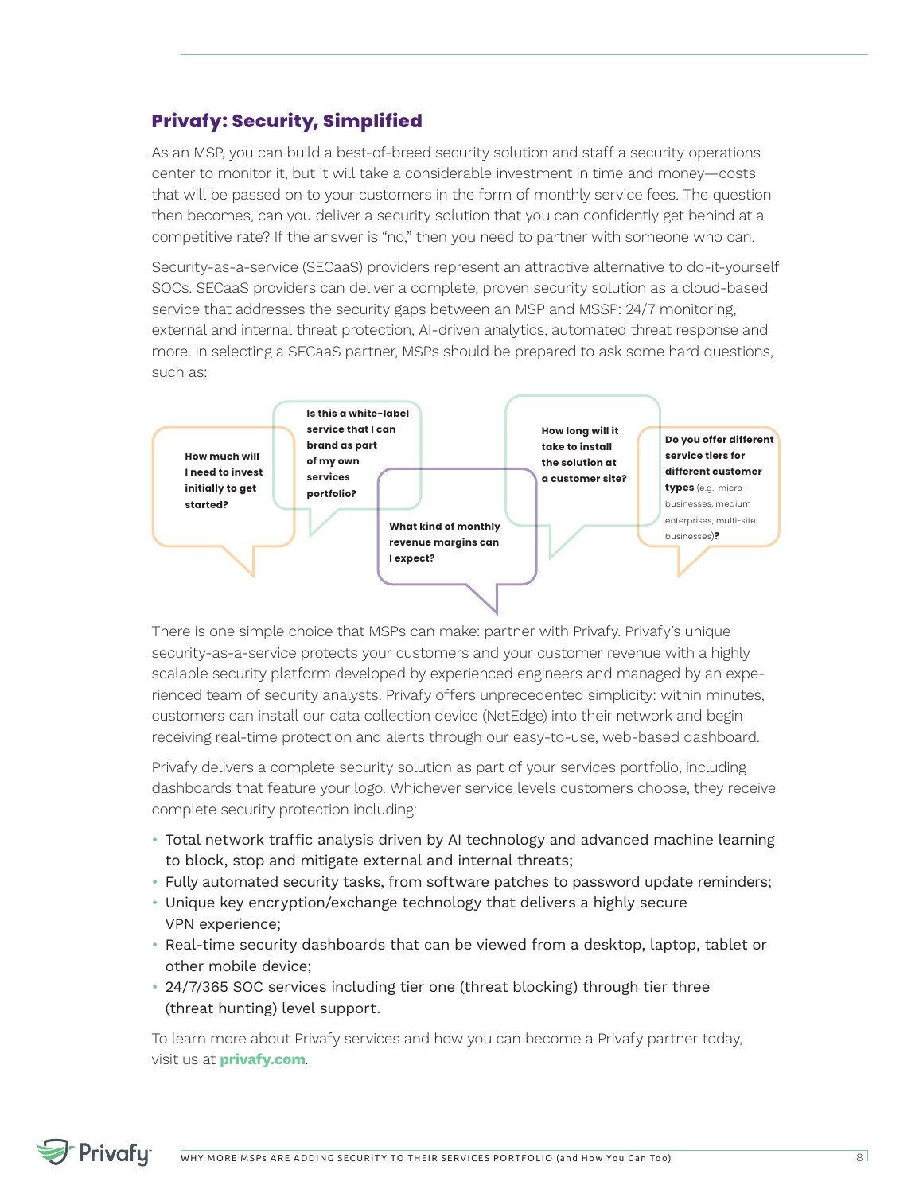## Privafy: Security, Simplified

As an MSP, you can build a best-of-breed security solution and staff a security operations center to monitor it, but it will take a considerable investment in time and money—costs that will be passed on to your customers in the form of monthly service fees. The question then becomes, can you deliver a security solution that you can confidently get behind at a competitive rate? If the answer is "no," then you need to partner with someone who can.

Security-as-a-service (SECaaS) providers represent an attractive alternative to do-it-yourself SOCs. SECaaS providers can deliver a complete, proven security solution as a cloud-based service that addresses the security gaps between an MSP and MSSP: 24/7 monitoring, external and internal threat protection, AI-driven analytics, automated threat response and more. In selecting a SECaaS partner, MSPs should be prepared to ask some hard questions, such as:

- **How much will I need to invest initially to get started?**
- **Is this a white-label service that I can brand as part of my own services portfolio?**
- **What kind of monthly revenue margins can I expect?**
- **How long will it take to install the solution at a customer site?**
- **Do you offer different service tiers for different customer types** (e.g., micro-businesses, medium enterprises, multi-site businesses)**?**

There is one simple choice that MSPs can make: partner with Privafy. Privafy's unique security-as-a-service protects your customers and your customer revenue with a highly scalable security platform developed by experienced engineers and managed by an experienced team of security analysts. Privafy offers unprecedented simplicity: within minutes, customers can install our data collection device (NetEdge) into their network and begin receiving real-time protection and alerts through our easy-to-use, web-based dashboard.

Privafy delivers a complete security solution as part of your services portfolio, including dashboards that feature your logo. Whichever service levels customers choose, they receive complete security protection including:

- Total network traffic analysis driven by AI technology and advanced machine learning to block, stop and mitigate external and internal threats;
- Fully automated security tasks, from software patches to password update reminders;
- Unique key encryption/exchange technology that delivers a highly secure VPN experience;
- Real-time security dashboards that can be viewed from a desktop, laptop, tablet or other mobile device;
- 24/7/365 SOC services including tier one (threat blocking) through tier three (threat hunting) level support.

To learn more about Privafy services and how you can become a Privafy partner today, visit us at **privafy.com**.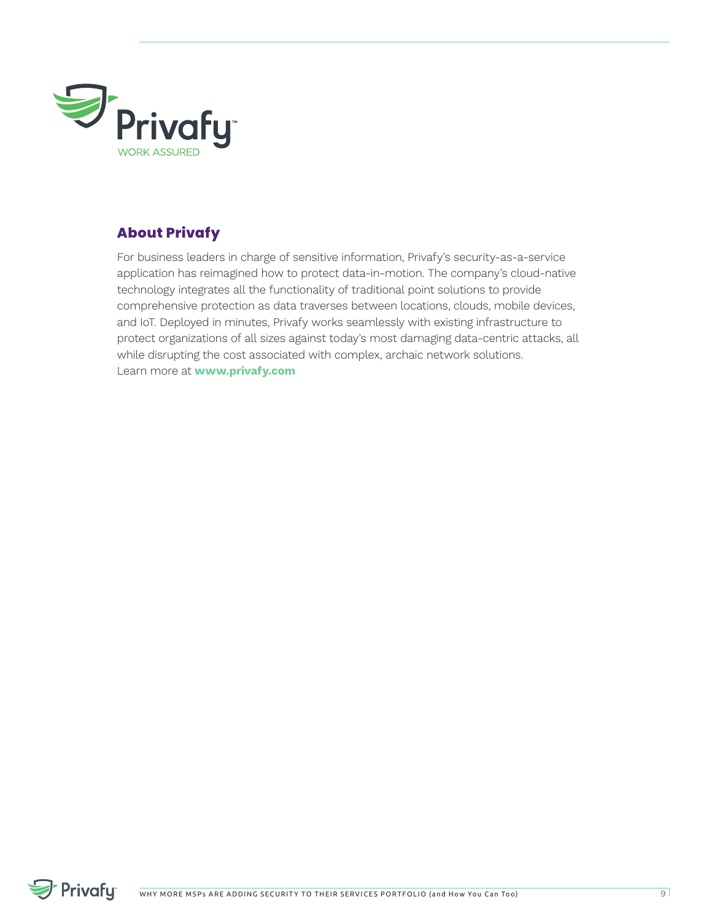## About Privafy

For business leaders in charge of sensitive information, Privafy's security-as-a-service application has reimagined how to protect data-in-motion. The company's cloud-native technology integrates all the functionality of traditional point solutions to provide comprehensive protection as data traverses between locations, clouds, mobile devices, and IoT. Deployed in minutes, Privafy works seamlessly with existing infrastructure to protect organizations of all sizes against today's most damaging data-centric attacks, all while disrupting the cost associated with complex, archaic network solutions. Learn more at **www.privafy.com**